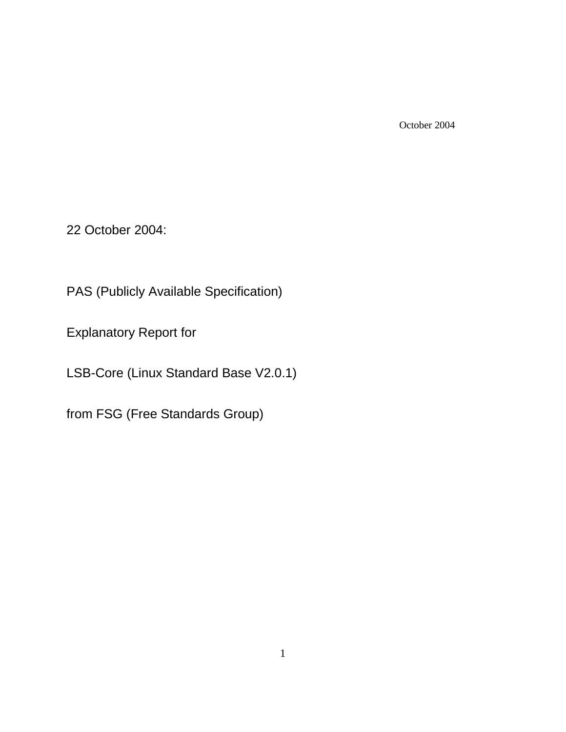October 2004

22 October 2004:

PAS (Publicly Available Specification)

Explanatory Report for

LSB-Core (Linux Standard Base V2.0.1)

from FSG (Free Standards Group)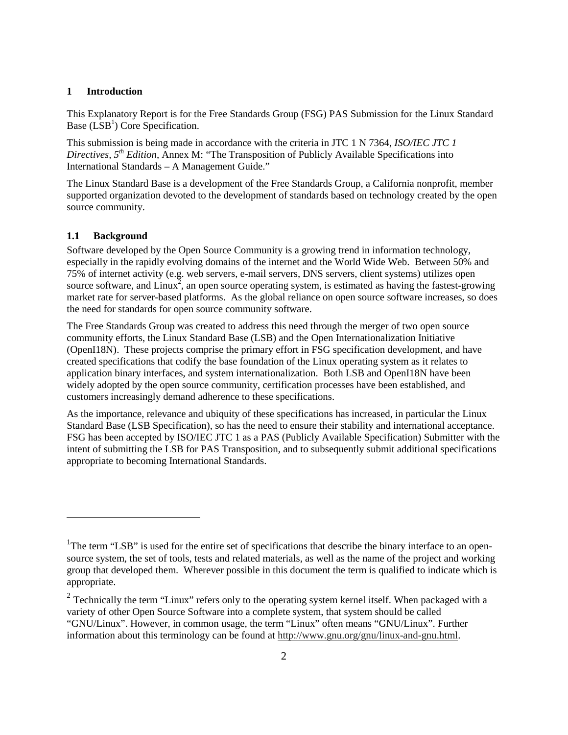# 1 Introduction

This Explanatory Report is for the Free Standards Group (FSG) PAS Submission for the Linux Standard Base (LSB[1]) Core Specification.

This submission is being made in accordance with the criteria in JTC 1 N 7364, *ISO/IEC JTC 1 Directives, 5th Edition*, Annex M: "The Transposition of Publicly Available Specifications into International Standards – A Management Guide."

The Linux Standard Base is a development of the Free Standards Group, a California nonprofit, member supported organization devoted to the development of standards based on technology created by the open source community.

## 1.1 Background

Software developed by the Open Source Community is a growing trend in information technology, especially in the rapidly evolving domains of the internet and the World Wide Web. Between 50% and 75% of internet activity (e.g. web servers, e-mail servers, DNS servers, client systems) utilizes open source software, and Linux[2], an open source operating system, is estimated as having the fastest-growing market rate for server-based platforms. As the global reliance on open source software increases, so does the need for standards for open source community software.

The Free Standards Group was created to address this need through the merger of two open source community efforts, the Linux Standard Base (LSB) and the Open Internationalization Initiative (OpenI18N). These projects comprise the primary effort in FSG specification development, and have created specifications that codify the base foundation of the Linux operating system as it relates to application binary interfaces, and system internationalization. Both LSB and OpenI18N have been widely adopted by the open source community, certification processes have been established, and customers increasingly demand adherence to these specifications.

As the importance, relevance and ubiquity of these specifications has increased, in particular the Linux Standard Base (LSB Specification), so has the need to ensure their stability and international acceptance. FSG has been accepted by ISO/IEC JTC 1 as a PAS (Publicly Available Specification) Submitter with the intent of submitting the LSB for PAS Transposition, and to subsequently submit additional specifications appropriate to becoming International Standards.

---

[1] The term "LSB" is used for the entire set of specifications that describe the binary interface to an open-source system, the set of tools, tests and related materials, as well as the name of the project and working group that developed them. Wherever possible in this document the term is qualified to indicate which is appropriate.

[2] Technically the term "Linux" refers only to the operating system kernel itself. When packaged with a variety of other Open Source Software into a complete system, that system should be called "GNU/Linux". However, in common usage, the term "Linux" often means "GNU/Linux". Further information about this terminology can be found at http://www.gnu.org/gnu/linux-and-gnu.html.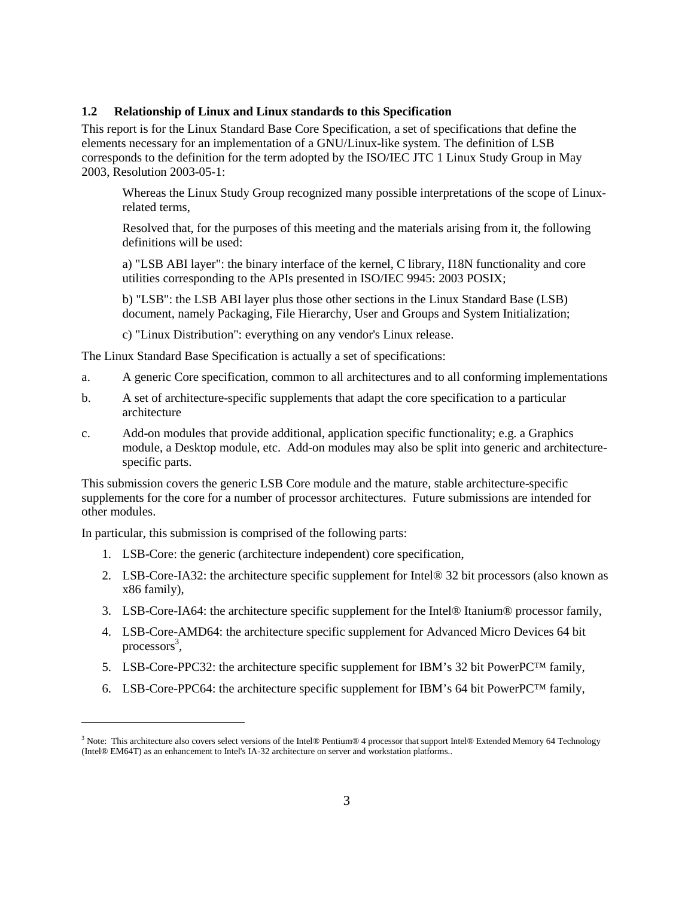### 1.2 Relationship of Linux and Linux standards to this Specification

This report is for the Linux Standard Base Core Specification, a set of specifications that define the elements necessary for an implementation of a GNU/Linux-like system. The definition of LSB corresponds to the definition for the term adopted by the ISO/IEC JTC 1 Linux Study Group in May 2003, Resolution 2003-05-1:

> Whereas the Linux Study Group recognized many possible interpretations of the scope of Linux-related terms,
>
> Resolved that, for the purposes of this meeting and the materials arising from it, the following definitions will be used:
>
> a) "LSB ABI layer": the binary interface of the kernel, C library, I18N functionality and core utilities corresponding to the APIs presented in ISO/IEC 9945: 2003 POSIX;
>
> b) "LSB": the LSB ABI layer plus those other sections in the Linux Standard Base (LSB) document, namely Packaging, File Hierarchy, User and Groups and System Initialization;
>
> c) "Linux Distribution": everything on any vendor's Linux release.

The Linux Standard Base Specification is actually a set of specifications:

a. A generic Core specification, common to all architectures and to all conforming implementations

b. A set of architecture-specific supplements that adapt the core specification to a particular architecture

c. Add-on modules that provide additional, application specific functionality; e.g. a Graphics module, a Desktop module, etc. Add-on modules may also be split into generic and architecture-specific parts.

This submission covers the generic LSB Core module and the mature, stable architecture-specific supplements for the core for a number of processor architectures. Future submissions are intended for other modules.

In particular, this submission is comprised of the following parts:

1. LSB-Core: the generic (architecture independent) core specification,
2. LSB-Core-IA32: the architecture specific supplement for Intel® 32 bit processors (also known as x86 family),
3. LSB-Core-IA64: the architecture specific supplement for the Intel® Itanium® processor family,
4. LSB-Core-AMD64: the architecture specific supplement for Advanced Micro Devices 64 bit processors[3],
5. LSB-Core-PPC32: the architecture specific supplement for IBM's 32 bit PowerPC™ family,
6. LSB-Core-PPC64: the architecture specific supplement for IBM's 64 bit PowerPC™ family,

---

[3] Note: This architecture also covers select versions of the Intel® Pentium® 4 processor that support Intel® Extended Memory 64 Technology (Intel® EM64T) as an enhancement to Intel's IA-32 architecture on server and workstation platforms..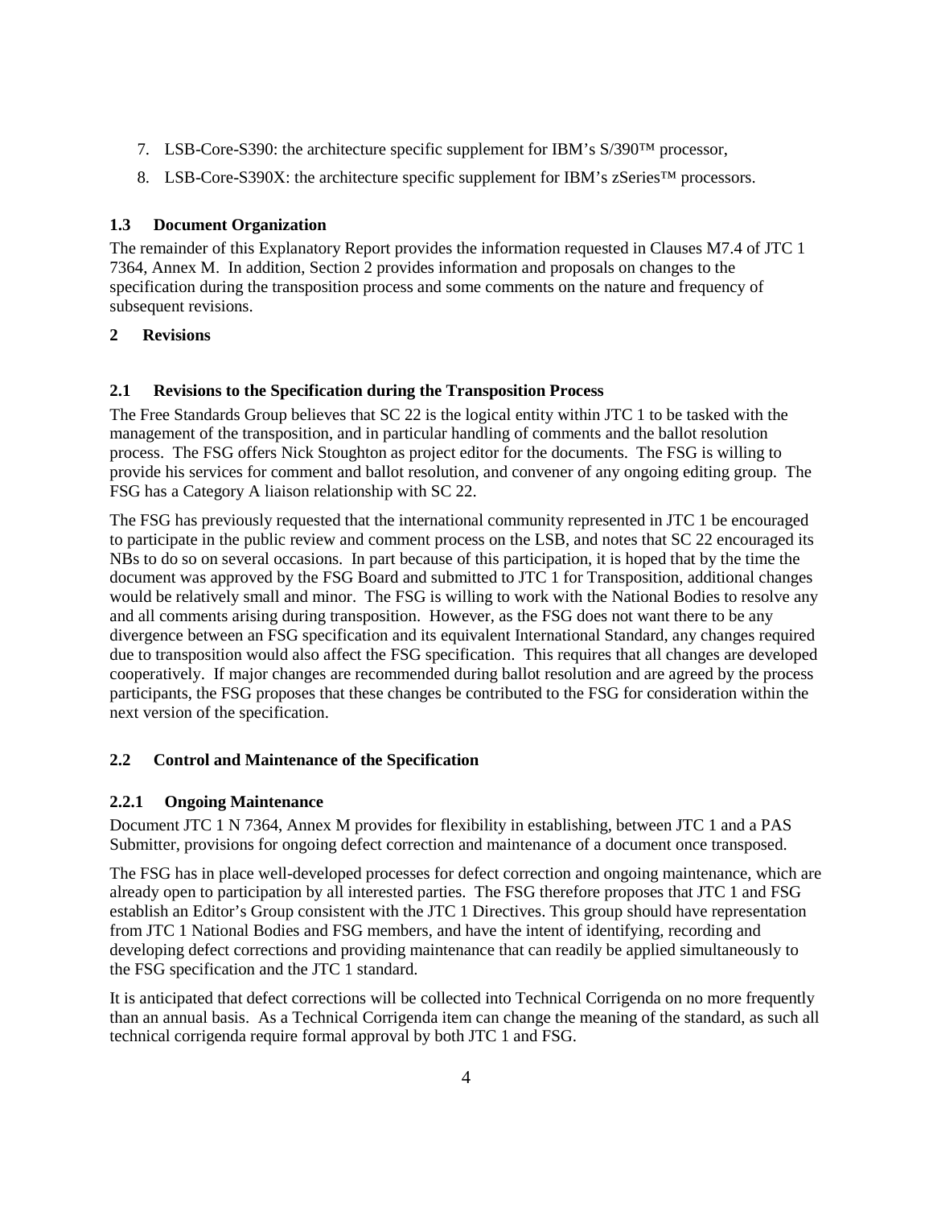7. LSB-Core-S390: the architecture specific supplement for IBM's S/390™ processor,
8. LSB-Core-S390X: the architecture specific supplement for IBM's zSeries™ processors.

### 1.3 Document Organization

The remainder of this Explanatory Report provides the information requested in Clauses M7.4 of JTC 1 7364, Annex M. In addition, Section 2 provides information and proposals on changes to the specification during the transposition process and some comments on the nature and frequency of subsequent revisions.

## 2 Revisions

### 2.1 Revisions to the Specification during the Transposition Process

The Free Standards Group believes that SC 22 is the logical entity within JTC 1 to be tasked with the management of the transposition, and in particular handling of comments and the ballot resolution process. The FSG offers Nick Stoughton as project editor for the documents. The FSG is willing to provide his services for comment and ballot resolution, and convener of any ongoing editing group. The FSG has a Category A liaison relationship with SC 22.

The FSG has previously requested that the international community represented in JTC 1 be encouraged to participate in the public review and comment process on the LSB, and notes that SC 22 encouraged its NBs to do so on several occasions. In part because of this participation, it is hoped that by the time the document was approved by the FSG Board and submitted to JTC 1 for Transposition, additional changes would be relatively small and minor. The FSG is willing to work with the National Bodies to resolve any and all comments arising during transposition. However, as the FSG does not want there to be any divergence between an FSG specification and its equivalent International Standard, any changes required due to transposition would also affect the FSG specification. This requires that all changes are developed cooperatively. If major changes are recommended during ballot resolution and are agreed by the process participants, the FSG proposes that these changes be contributed to the FSG for consideration within the next version of the specification.

### 2.2 Control and Maintenance of the Specification

#### 2.2.1 Ongoing Maintenance

Document JTC 1 N 7364, Annex M provides for flexibility in establishing, between JTC 1 and a PAS Submitter, provisions for ongoing defect correction and maintenance of a document once transposed.

The FSG has in place well-developed processes for defect correction and ongoing maintenance, which are already open to participation by all interested parties. The FSG therefore proposes that JTC 1 and FSG establish an Editor's Group consistent with the JTC 1 Directives. This group should have representation from JTC 1 National Bodies and FSG members, and have the intent of identifying, recording and developing defect corrections and providing maintenance that can readily be applied simultaneously to the FSG specification and the JTC 1 standard.

It is anticipated that defect corrections will be collected into Technical Corrigenda on no more frequently than an annual basis. As a Technical Corrigenda item can change the meaning of the standard, as such all technical corrigenda require formal approval by both JTC 1 and FSG.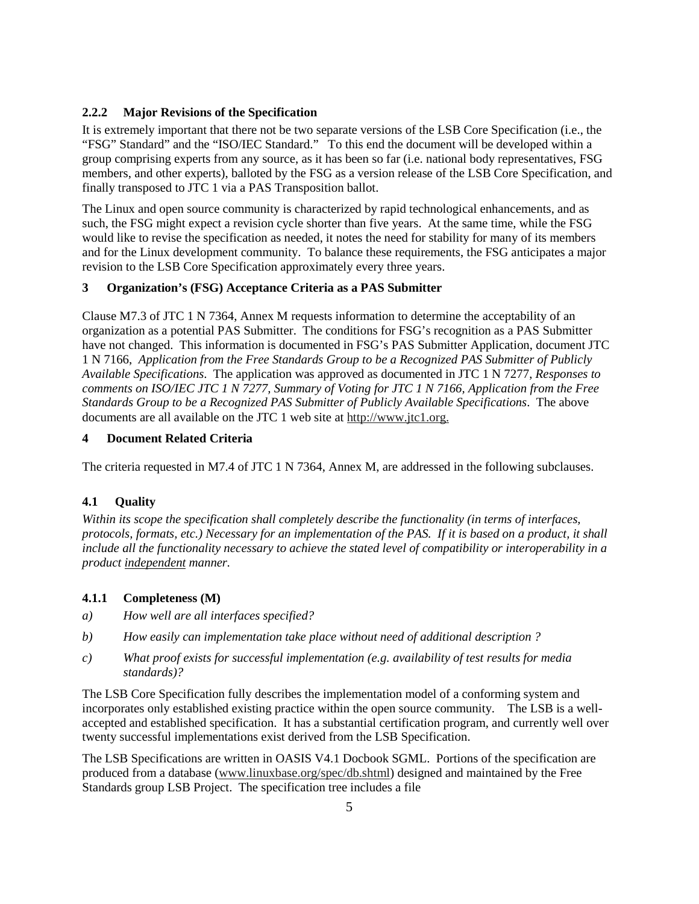### 2.2.2 Major Revisions of the Specification

It is extremely important that there not be two separate versions of the LSB Core Specification (i.e., the "FSG" Standard" and the "ISO/IEC Standard." To this end the document will be developed within a group comprising experts from any source, as it has been so far (i.e. national body representatives, FSG members, and other experts), balloted by the FSG as a version release of the LSB Core Specification, and finally transposed to JTC 1 via a PAS Transposition ballot.

The Linux and open source community is characterized by rapid technological enhancements, and as such, the FSG might expect a revision cycle shorter than five years. At the same time, while the FSG would like to revise the specification as needed, it notes the need for stability for many of its members and for the Linux development community. To balance these requirements, the FSG anticipates a major revision to the LSB Core Specification approximately every three years.

## 3 Organization's (FSG) Acceptance Criteria as a PAS Submitter

Clause M7.3 of JTC 1 N 7364, Annex M requests information to determine the acceptability of an organization as a potential PAS Submitter. The conditions for FSG's recognition as a PAS Submitter have not changed. This information is documented in FSG's PAS Submitter Application, document JTC 1 N 7166, *Application from the Free Standards Group to be a Recognized PAS Submitter of Publicly Available Specifications*. The application was approved as documented in JTC 1 N 7277, *Responses to comments on ISO/IEC JTC 1 N 7277, Summary of Voting for JTC 1 N 7166, Application from the Free Standards Group to be a Recognized PAS Submitter of Publicly Available Specifications*. The above documents are all available on the JTC 1 web site at http://www.jtc1.org.

## 4 Document Related Criteria

The criteria requested in M7.4 of JTC 1 N 7364, Annex M, are addressed in the following subclauses.

### 4.1 Quality

*Within its scope the specification shall completely describe the functionality (in terms of interfaces, protocols, formats, etc.) Necessary for an implementation of the PAS. If it is based on a product, it shall include all the functionality necessary to achieve the stated level of compatibility or interoperability in a product independent manner.*

### 4.1.1 Completeness (M)

*a) How well are all interfaces specified?*

*b) How easily can implementation take place without need of additional description ?*

*c) What proof exists for successful implementation (e.g. availability of test results for media standards)?*

The LSB Core Specification fully describes the implementation model of a conforming system and incorporates only established existing practice within the open source community. The LSB is a well-accepted and established specification. It has a substantial certification program, and currently well over twenty successful implementations exist derived from the LSB Specification.

The LSB Specifications are written in OASIS V4.1 Docbook SGML. Portions of the specification are produced from a database (www.linuxbase.org/spec/db.shtml) designed and maintained by the Free Standards group LSB Project. The specification tree includes a file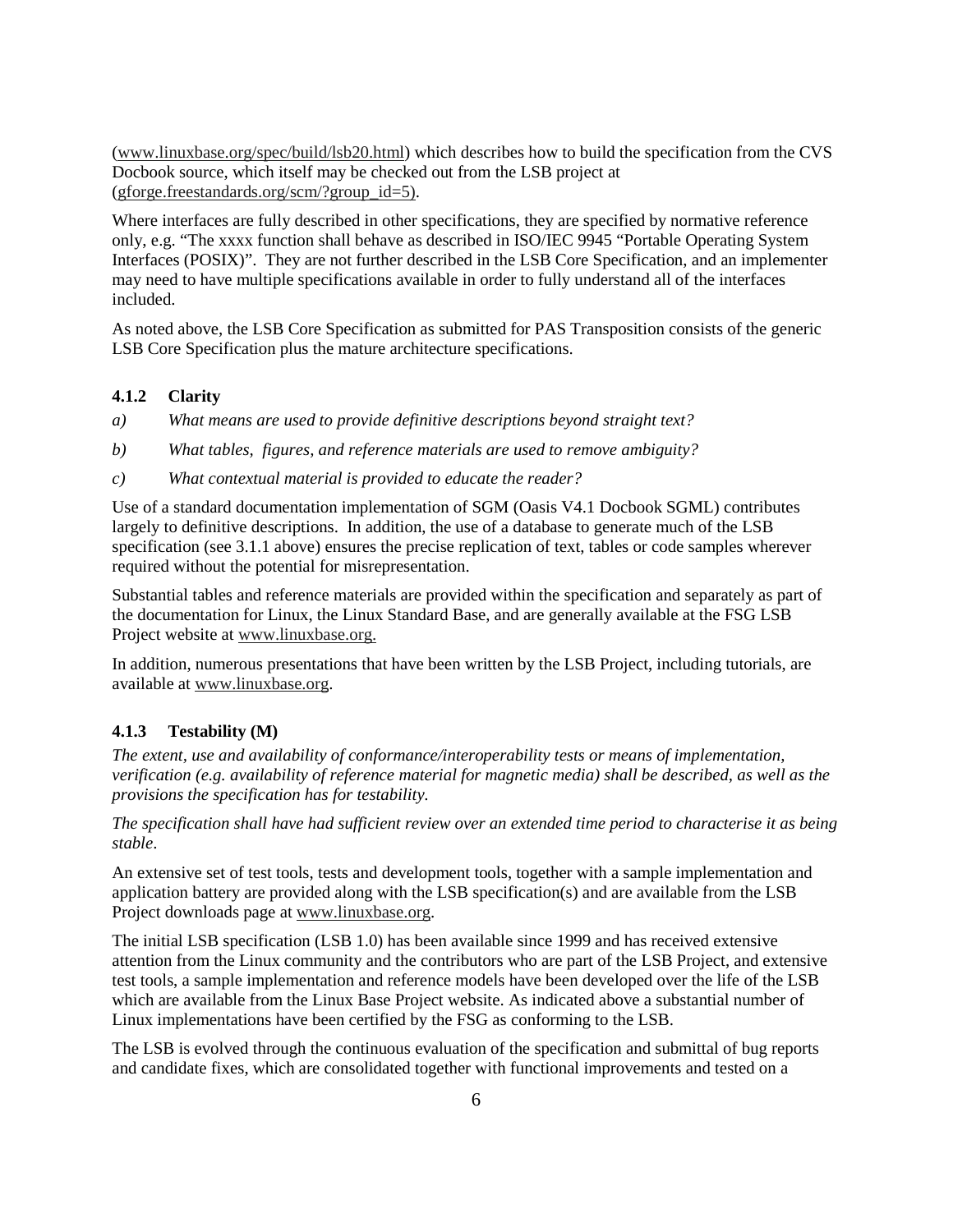(www.linuxbase.org/spec/build/lsb20.html) which describes how to build the specification from the CVS Docbook source, which itself may be checked out from the LSB project at (gforge.freestandards.org/scm/?group_id=5).

Where interfaces are fully described in other specifications, they are specified by normative reference only, e.g. "The xxxx function shall behave as described in ISO/IEC 9945 "Portable Operating System Interfaces (POSIX)". They are not further described in the LSB Core Specification, and an implementer may need to have multiple specifications available in order to fully understand all of the interfaces included.

As noted above, the LSB Core Specification as submitted for PAS Transposition consists of the generic LSB Core Specification plus the mature architecture specifications.

#### 4.1.2 Clarity

*a) What means are used to provide definitive descriptions beyond straight text?*

*b) What tables, figures, and reference materials are used to remove ambiguity?*

*c) What contextual material is provided to educate the reader?*

Use of a standard documentation implementation of SGM (Oasis V4.1 Docbook SGML) contributes largely to definitive descriptions. In addition, the use of a database to generate much of the LSB specification (see 3.1.1 above) ensures the precise replication of text, tables or code samples wherever required without the potential for misrepresentation.

Substantial tables and reference materials are provided within the specification and separately as part of the documentation for Linux, the Linux Standard Base, and are generally available at the FSG LSB Project website at www.linuxbase.org.

In addition, numerous presentations that have been written by the LSB Project, including tutorials, are available at www.linuxbase.org.

#### 4.1.3 Testability (M)

*The extent, use and availability of conformance/interoperability tests or means of implementation, verification (e.g. availability of reference material for magnetic media) shall be described, as well as the provisions the specification has for testability.*

*The specification shall have had sufficient review over an extended time period to characterise it as being stable.*

An extensive set of test tools, tests and development tools, together with a sample implementation and application battery are provided along with the LSB specification(s) and are available from the LSB Project downloads page at www.linuxbase.org.

The initial LSB specification (LSB 1.0) has been available since 1999 and has received extensive attention from the Linux community and the contributors who are part of the LSB Project, and extensive test tools, a sample implementation and reference models have been developed over the life of the LSB which are available from the Linux Base Project website. As indicated above a substantial number of Linux implementations have been certified by the FSG as conforming to the LSB.

The LSB is evolved through the continuous evaluation of the specification and submittal of bug reports and candidate fixes, which are consolidated together with functional improvements and tested on a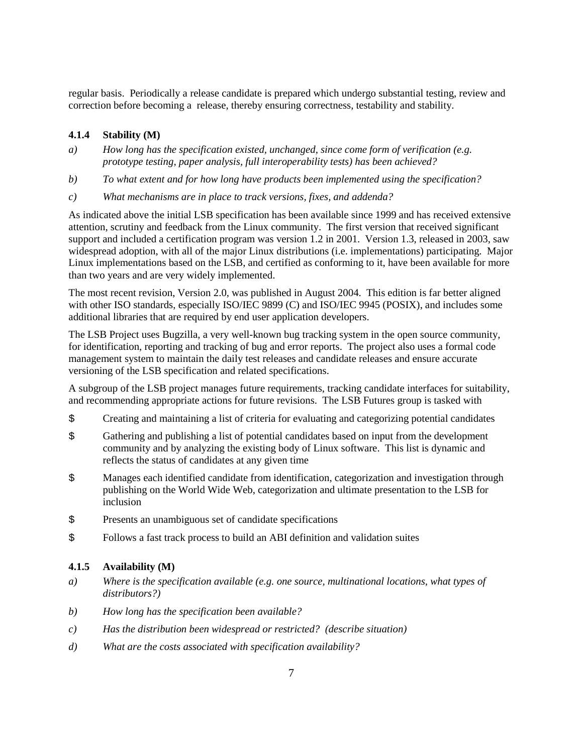regular basis. Periodically a release candidate is prepared which undergo substantial testing, review and correction before becoming a release, thereby ensuring correctness, testability and stability.

### 4.1.4 Stability (M)

a) *How long has the specification existed, unchanged, since come form of verification (e.g. prototype testing, paper analysis, full interoperability tests) has been achieved?*

b) *To what extent and for how long have products been implemented using the specification?*

c) *What mechanisms are in place to track versions, fixes, and addenda?*

As indicated above the initial LSB specification has been available since 1999 and has received extensive attention, scrutiny and feedback from the Linux community. The first version that received significant support and included a certification program was version 1.2 in 2001. Version 1.3, released in 2003, saw widespread adoption, with all of the major Linux distributions (i.e. implementations) participating. Major Linux implementations based on the LSB, and certified as conforming to it, have been available for more than two years and are very widely implemented.

The most recent revision, Version 2.0, was published in August 2004. This edition is far better aligned with other ISO standards, especially ISO/IEC 9899 (C) and ISO/IEC 9945 (POSIX), and includes some additional libraries that are required by end user application developers.

The LSB Project uses Bugzilla, a very well-known bug tracking system in the open source community, for identification, reporting and tracking of bug and error reports. The project also uses a formal code management system to maintain the daily test releases and candidate releases and ensure accurate versioning of the LSB specification and related specifications.

A subgroup of the LSB project manages future requirements, tracking candidate interfaces for suitability, and recommending appropriate actions for future revisions. The LSB Futures group is tasked with

- Creating and maintaining a list of criteria for evaluating and categorizing potential candidates
- Gathering and publishing a list of potential candidates based on input from the development community and by analyzing the existing body of Linux software. This list is dynamic and reflects the status of candidates at any given time
- Manages each identified candidate from identification, categorization and investigation through publishing on the World Wide Web, categorization and ultimate presentation to the LSB for inclusion
- Presents an unambiguous set of candidate specifications
- Follows a fast track process to build an ABI definition and validation suites

### 4.1.5 Availability (M)

a) *Where is the specification available (e.g. one source, multinational locations, what types of distributors?)*

b) *How long has the specification been available?*

c) *Has the distribution been widespread or restricted? (describe situation)*

d) *What are the costs associated with specification availability?*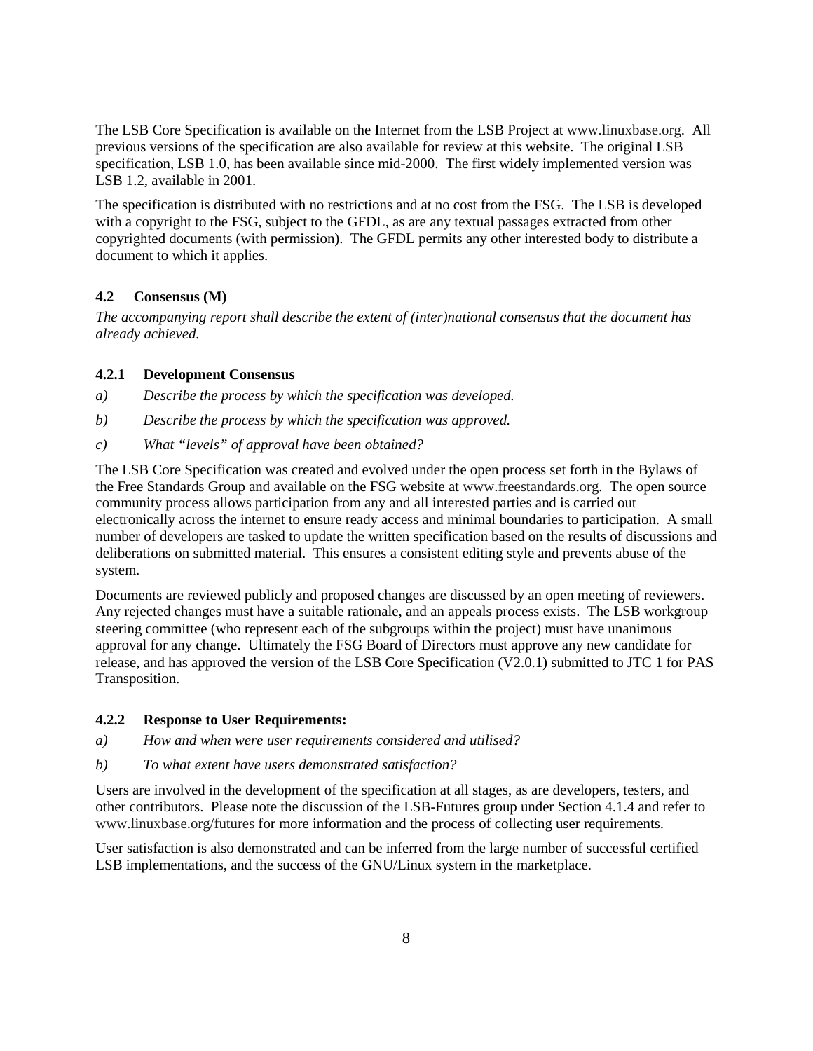The LSB Core Specification is available on the Internet from the LSB Project at www.linuxbase.org. All previous versions of the specification are also available for review at this website. The original LSB specification, LSB 1.0, has been available since mid-2000. The first widely implemented version was LSB 1.2, available in 2001.

The specification is distributed with no restrictions and at no cost from the FSG. The LSB is developed with a copyright to the FSG, subject to the GFDL, as are any textual passages extracted from other copyrighted documents (with permission). The GFDL permits any other interested body to distribute a document to which it applies.

### 4.2 Consensus (M)

*The accompanying report shall describe the extent of (inter)national consensus that the document has already achieved.*

#### 4.2.1 Development Consensus

*a) Describe the process by which the specification was developed.*

*b) Describe the process by which the specification was approved.*

*c) What "levels" of approval have been obtained?*

The LSB Core Specification was created and evolved under the open process set forth in the Bylaws of the Free Standards Group and available on the FSG website at www.freestandards.org. The open source community process allows participation from any and all interested parties and is carried out electronically across the internet to ensure ready access and minimal boundaries to participation. A small number of developers are tasked to update the written specification based on the results of discussions and deliberations on submitted material. This ensures a consistent editing style and prevents abuse of the system.

Documents are reviewed publicly and proposed changes are discussed by an open meeting of reviewers. Any rejected changes must have a suitable rationale, and an appeals process exists. The LSB workgroup steering committee (who represent each of the subgroups within the project) must have unanimous approval for any change. Ultimately the FSG Board of Directors must approve any new candidate for release, and has approved the version of the LSB Core Specification (V2.0.1) submitted to JTC 1 for PAS Transposition.

#### 4.2.2 Response to User Requirements:

*a) How and when were user requirements considered and utilised?*

*b) To what extent have users demonstrated satisfaction?*

Users are involved in the development of the specification at all stages, as are developers, testers, and other contributors. Please note the discussion of the LSB-Futures group under Section 4.1.4 and refer to www.linuxbase.org/futures for more information and the process of collecting user requirements.

User satisfaction is also demonstrated and can be inferred from the large number of successful certified LSB implementations, and the success of the GNU/Linux system in the marketplace.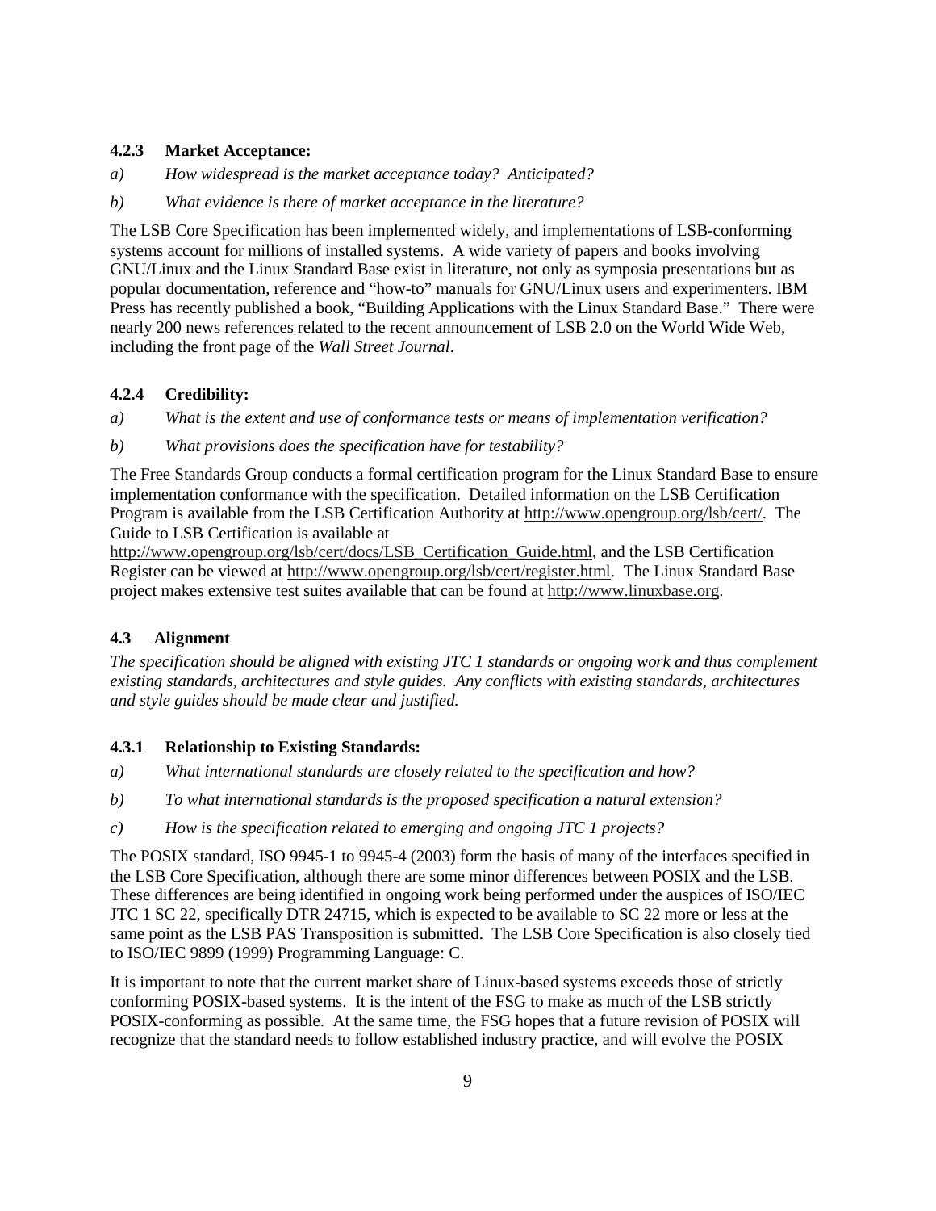### 4.2.3 Market Acceptance:

*a) How widespread is the market acceptance today? Anticipated?*

*b) What evidence is there of market acceptance in the literature?*

The LSB Core Specification has been implemented widely, and implementations of LSB-conforming systems account for millions of installed systems. A wide variety of papers and books involving GNU/Linux and the Linux Standard Base exist in literature, not only as symposia presentations but as popular documentation, reference and "how-to" manuals for GNU/Linux users and experimenters. IBM Press has recently published a book, "Building Applications with the Linux Standard Base." There were nearly 200 news references related to the recent announcement of LSB 2.0 on the World Wide Web, including the front page of the *Wall Street Journal*.

### 4.2.4 Credibility:

*a) What is the extent and use of conformance tests or means of implementation verification?*

*b) What provisions does the specification have for testability?*

The Free Standards Group conducts a formal certification program for the Linux Standard Base to ensure implementation conformance with the specification. Detailed information on the LSB Certification Program is available from the LSB Certification Authority at http://www.opengroup.org/lsb/cert/. The Guide to LSB Certification is available at http://www.opengroup.org/lsb/cert/docs/LSB_Certification_Guide.html, and the LSB Certification Register can be viewed at http://www.opengroup.org/lsb/cert/register.html. The Linux Standard Base project makes extensive test suites available that can be found at http://www.linuxbase.org.

## 4.3 Alignment

*The specification should be aligned with existing JTC 1 standards or ongoing work and thus complement existing standards, architectures and style guides. Any conflicts with existing standards, architectures and style guides should be made clear and justified.*

### 4.3.1 Relationship to Existing Standards:

*a) What international standards are closely related to the specification and how?*

*b) To what international standards is the proposed specification a natural extension?*

*c) How is the specification related to emerging and ongoing JTC 1 projects?*

The POSIX standard, ISO 9945-1 to 9945-4 (2003) form the basis of many of the interfaces specified in the LSB Core Specification, although there are some minor differences between POSIX and the LSB. These differences are being identified in ongoing work being performed under the auspices of ISO/IEC JTC 1 SC 22, specifically DTR 24715, which is expected to be available to SC 22 more or less at the same point as the LSB PAS Transposition is submitted. The LSB Core Specification is also closely tied to ISO/IEC 9899 (1999) Programming Language: C.

It is important to note that the current market share of Linux-based systems exceeds those of strictly conforming POSIX-based systems. It is the intent of the FSG to make as much of the LSB strictly POSIX-conforming as possible. At the same time, the FSG hopes that a future revision of POSIX will recognize that the standard needs to follow established industry practice, and will evolve the POSIX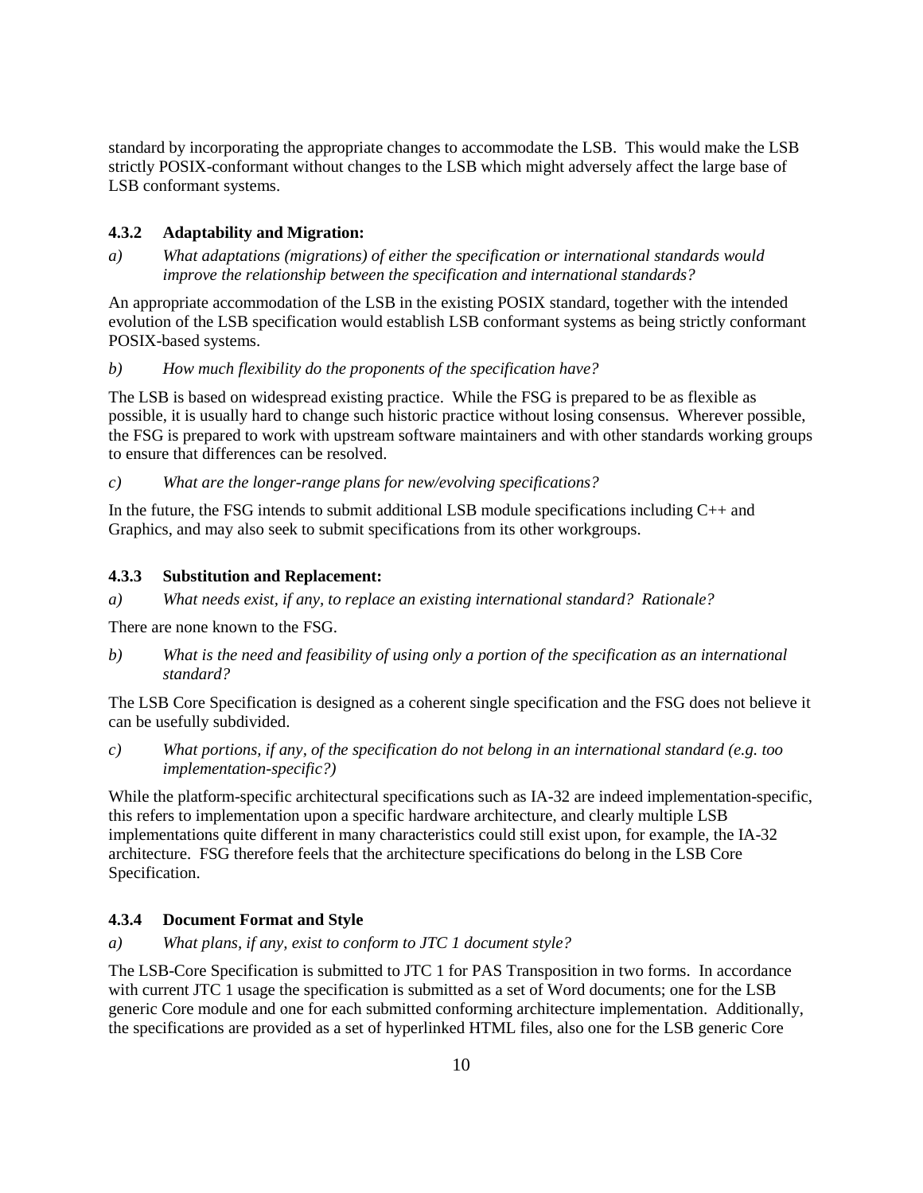standard by incorporating the appropriate changes to accommodate the LSB. This would make the LSB strictly POSIX-conformant without changes to the LSB which might adversely affect the large base of LSB conformant systems.

### 4.3.2 Adaptability and Migration:

*a) What adaptations (migrations) of either the specification or international standards would improve the relationship between the specification and international standards?*

An appropriate accommodation of the LSB in the existing POSIX standard, together with the intended evolution of the LSB specification would establish LSB conformant systems as being strictly conformant POSIX-based systems.

*b) How much flexibility do the proponents of the specification have?*

The LSB is based on widespread existing practice. While the FSG is prepared to be as flexible as possible, it is usually hard to change such historic practice without losing consensus. Wherever possible, the FSG is prepared to work with upstream software maintainers and with other standards working groups to ensure that differences can be resolved.

*c) What are the longer-range plans for new/evolving specifications?*

In the future, the FSG intends to submit additional LSB module specifications including C++ and Graphics, and may also seek to submit specifications from its other workgroups.

### 4.3.3 Substitution and Replacement:

*a) What needs exist, if any, to replace an existing international standard? Rationale?*

There are none known to the FSG.

*b) What is the need and feasibility of using only a portion of the specification as an international standard?*

The LSB Core Specification is designed as a coherent single specification and the FSG does not believe it can be usefully subdivided.

*c) What portions, if any, of the specification do not belong in an international standard (e.g. too implementation-specific?)*

While the platform-specific architectural specifications such as IA-32 are indeed implementation-specific, this refers to implementation upon a specific hardware architecture, and clearly multiple LSB implementations quite different in many characteristics could still exist upon, for example, the IA-32 architecture. FSG therefore feels that the architecture specifications do belong in the LSB Core Specification.

### 4.3.4 Document Format and Style

*a) What plans, if any, exist to conform to JTC 1 document style?*

The LSB-Core Specification is submitted to JTC 1 for PAS Transposition in two forms. In accordance with current JTC 1 usage the specification is submitted as a set of Word documents; one for the LSB generic Core module and one for each submitted conforming architecture implementation. Additionally, the specifications are provided as a set of hyperlinked HTML files, also one for the LSB generic Core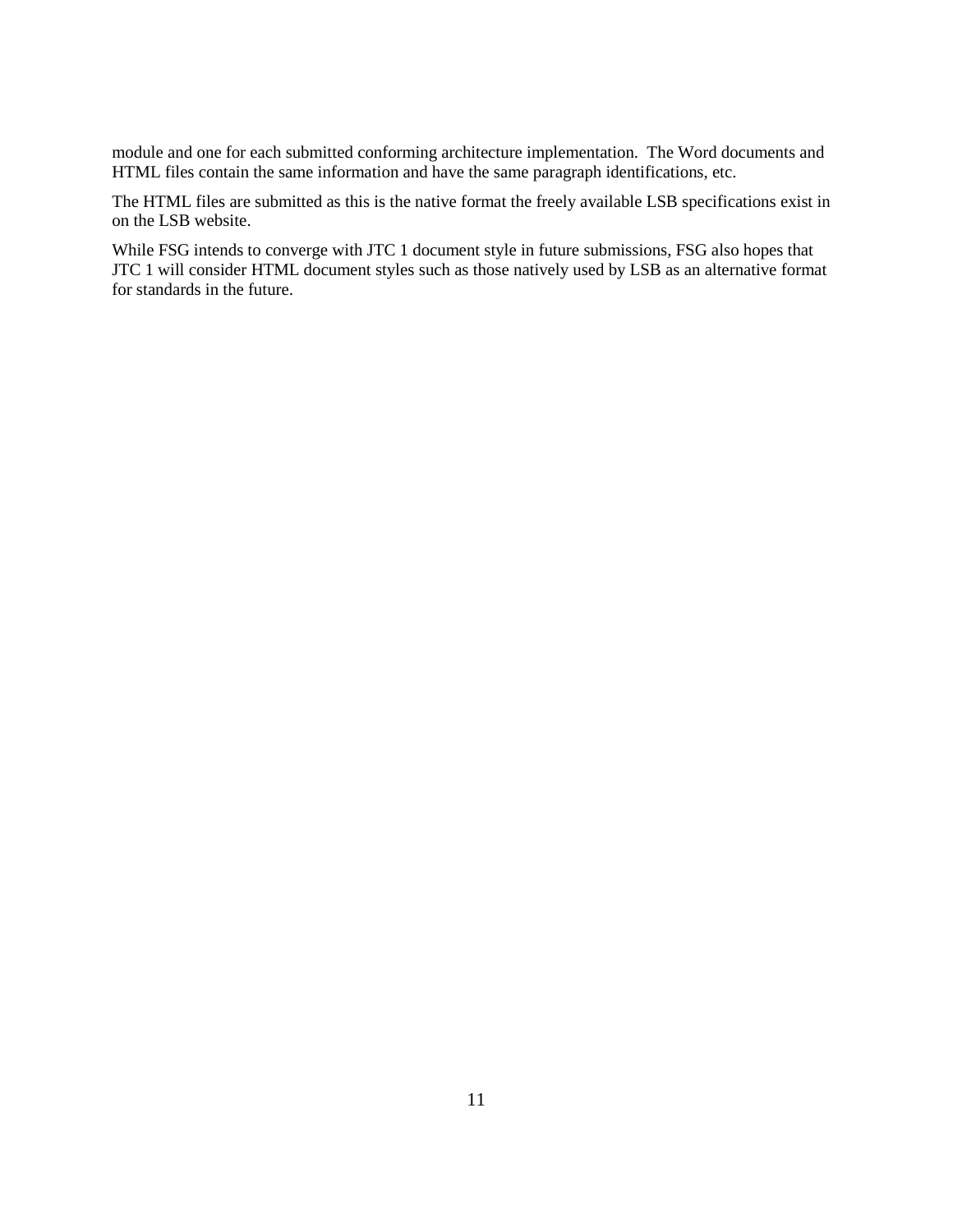module and one for each submitted conforming architecture implementation.  The Word documents and HTML files contain the same information and have the same paragraph identifications, etc.

The HTML files are submitted as this is the native format the freely available LSB specifications exist in on the LSB website.

While FSG intends to converge with JTC 1 document style in future submissions, FSG also hopes that JTC 1 will consider HTML document styles such as those natively used by LSB as an alternative format for standards in the future.